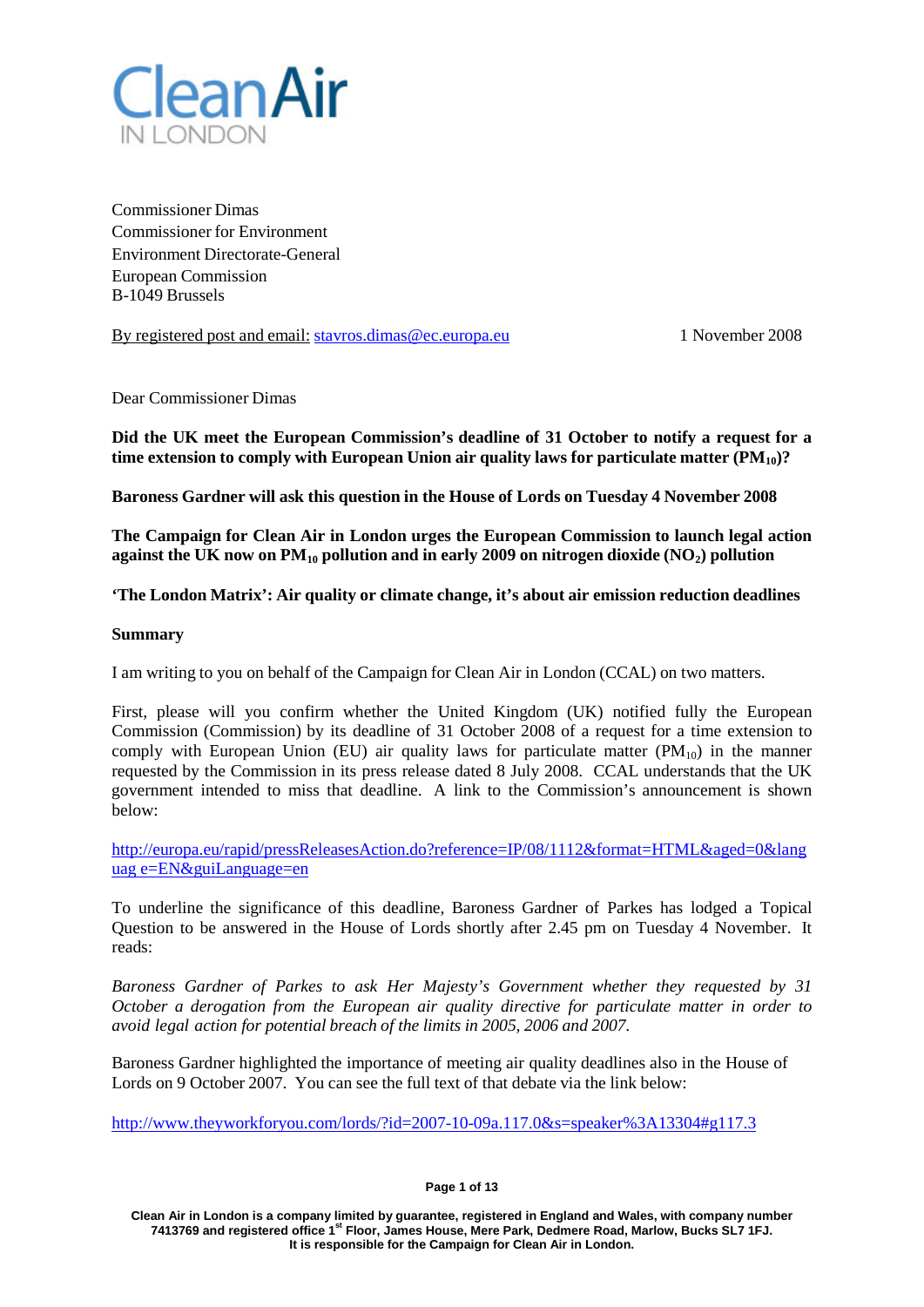**Clean Air**
IN LONDON

Commissioner Dimas
Commissioner for Environment
Environment Directorate-General
European Commission
B-1049 Brussels

By registered post and email: stavros.dimas@ec.europa.eu

1 November 2008

Dear Commissioner Dimas

**Did the UK meet the European Commission's deadline of 31 October to notify a request for a time extension to comply with European Union air quality laws for particulate matter ($PM_{10}$)?**

**Baroness Gardner will ask this question in the House of Lords on Tuesday 4 November 2008**

**The Campaign for Clean Air in London urges the European Commission to launch legal action against the UK now on $PM_{10}$ pollution and in early 2009 on nitrogen dioxide ($NO_2$) pollution**

**'The London Matrix': Air quality or climate change, it's about air emission reduction deadlines**

**Summary**

I am writing to you on behalf of the Campaign for Clean Air in London (CCAL) on two matters.

First, please will you confirm whether the United Kingdom (UK) notified fully the European Commission (Commission) by its deadline of 31 October 2008 of a request for a time extension to comply with European Union (EU) air quality laws for particulate matter ($PM_{10}$) in the manner requested by the Commission in its press release dated 8 July 2008. CCAL understands that the UK government intended to miss that deadline. A link to the Commission's announcement is shown below:

http://europa.eu/rapid/pressReleasesAction.do?reference=IP/08/1112&format=HTML&aged=0&language=EN&guiLanguage=en

To underline the significance of this deadline, Baroness Gardner of Parkes has lodged a Topical Question to be answered in the House of Lords shortly after 2.45 pm on Tuesday 4 November. It reads:

*Baroness Gardner of Parkes to ask Her Majesty's Government whether they requested by 31 October a derogation from the European air quality directive for particulate matter in order to avoid legal action for potential breach of the limits in 2005, 2006 and 2007.*

Baroness Gardner highlighted the importance of meeting air quality deadlines also in the House of Lords on 9 October 2007. You can see the full text of that debate via the link below:

http://www.theyworkforyou.com/lords/?id=2007-10-09a.117.0&s=speaker%3A13304#g117.3

**Clean Air in London is a company limited by guarantee, registered in England and Wales, with company number 7413769 and registered office 1st Floor, James House, Mere Park, Dedmere Road, Marlow, Bucks SL7 1FJ. It is responsible for the Campaign for Clean Air in London.**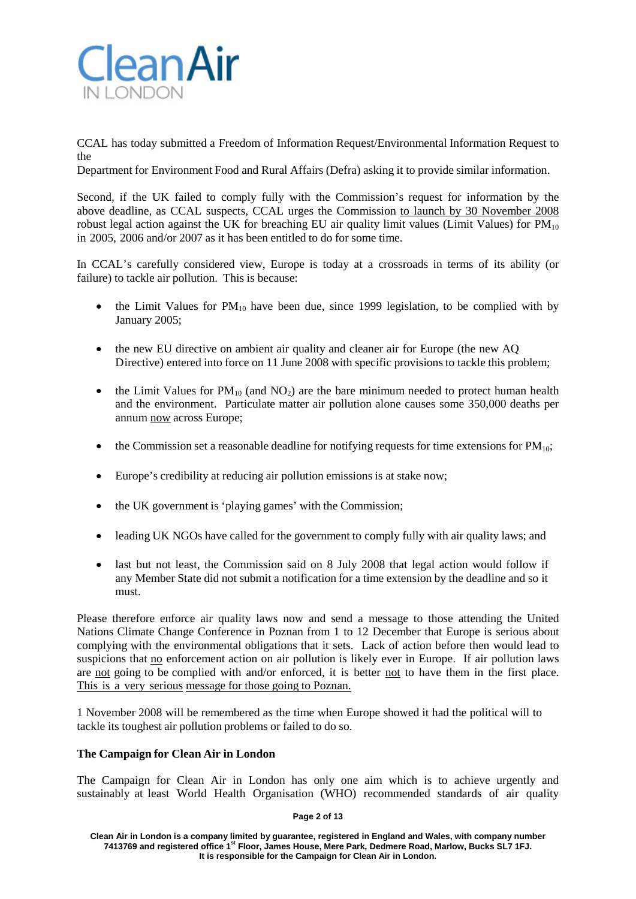CCAL has today submitted a Freedom of Information Request/Environmental Information Request to the Department for Environment Food and Rural Affairs (Defra) asking it to provide similar information.

Second, if the UK failed to comply fully with the Commission's request for information by the above deadline, as CCAL suspects, CCAL urges the Commission to launch by 30 November 2008 robust legal action against the UK for breaching EU air quality limit values (Limit Values) for $PM_{10}$ in 2005, 2006 and/or 2007 as it has been entitled to do for some time.

In CCAL's carefully considered view, Europe is today at a crossroads in terms of its ability (or failure) to tackle air pollution. This is because:

- the Limit Values for $PM_{10}$ have been due, since 1999 legislation, to be complied with by January 2005;
- the new EU directive on ambient air quality and cleaner air for Europe (the new AQ Directive) entered into force on 11 June 2008 with specific provisions to tackle this problem;
- the Limit Values for $PM_{10}$ (and $NO_2$) are the bare minimum needed to protect human health and the environment. Particulate matter air pollution alone causes some 350,000 deaths per annum now across Europe;
- the Commission set a reasonable deadline for notifying requests for time extensions for $PM_{10}$;
- Europe's credibility at reducing air pollution emissions is at stake now;
- the UK government is 'playing games' with the Commission;
- leading UK NGOs have called for the government to comply fully with air quality laws; and
- last but not least, the Commission said on 8 July 2008 that legal action would follow if any Member State did not submit a notification for a time extension by the deadline and so it must.

Please therefore enforce air quality laws now and send a message to those attending the United Nations Climate Change Conference in Poznan from 1 to 12 December that Europe is serious about complying with the environmental obligations that it sets. Lack of action before then would lead to suspicions that no enforcement action on air pollution is likely ever in Europe. If air pollution laws are not going to be complied with and/or enforced, it is better not to have them in the first place. This is a very serious message for those going to Poznan.

1 November 2008 will be remembered as the time when Europe showed it had the political will to tackle its toughest air pollution problems or failed to do so.

**The Campaign for Clean Air in London**

The Campaign for Clean Air in London has only one aim which is to achieve urgently and sustainably at least World Health Organisation (WHO) recommended standards of air quality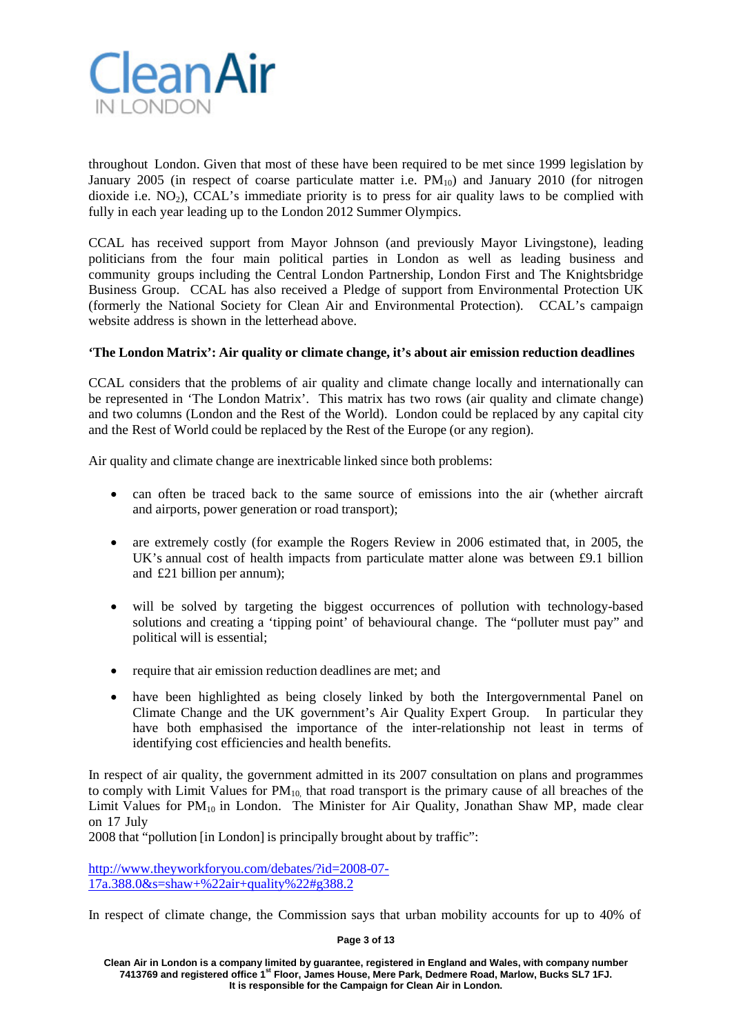throughout London. Given that most of these have been required to be met since 1999 legislation by January 2005 (in respect of coarse particulate matter i.e. $PM_{10}$) and January 2010 (for nitrogen dioxide i.e. $NO_2$), CCAL's immediate priority is to press for air quality laws to be complied with fully in each year leading up to the London 2012 Summer Olympics.

CCAL has received support from Mayor Johnson (and previously Mayor Livingstone), leading politicians from the four main political parties in London as well as leading business and community groups including the Central London Partnership, London First and The Knightsbridge Business Group. CCAL has also received a Pledge of support from Environmental Protection UK (formerly the National Society for Clean Air and Environmental Protection). CCAL's campaign website address is shown in the letterhead above.

**'The London Matrix': Air quality or climate change, it's about air emission reduction deadlines**

CCAL considers that the problems of air quality and climate change locally and internationally can be represented in 'The London Matrix'. This matrix has two rows (air quality and climate change) and two columns (London and the Rest of the World). London could be replaced by any capital city and the Rest of World could be replaced by the Rest of the Europe (or any region).

Air quality and climate change are inextricable linked since both problems:

- can often be traced back to the same source of emissions into the air (whether aircraft and airports, power generation or road transport);
- are extremely costly (for example the Rogers Review in 2006 estimated that, in 2005, the UK's annual cost of health impacts from particulate matter alone was between £9.1 billion and £21 billion per annum);
- will be solved by targeting the biggest occurrences of pollution with technology-based solutions and creating a 'tipping point' of behavioural change. The "polluter must pay" and political will is essential;
- require that air emission reduction deadlines are met; and
- have been highlighted as being closely linked by both the Intergovernmental Panel on Climate Change and the UK government's Air Quality Expert Group. In particular they have both emphasised the importance of the inter-relationship not least in terms of identifying cost efficiencies and health benefits.

In respect of air quality, the government admitted in its 2007 consultation on plans and programmes to comply with Limit Values for $PM_{10,}$ that road transport is the primary cause of all breaches of the Limit Values for $PM_{10}$ in London. The Minister for Air Quality, Jonathan Shaw MP, made clear on 17 July 2008 that "pollution [in London] is principally brought about by traffic":

http://www.theyworkforyou.com/debates/?id=2008-07-17a.388.0&s=shaw+%22air+quality%22#g388.2

In respect of climate change, the Commission says that urban mobility accounts for up to 40% of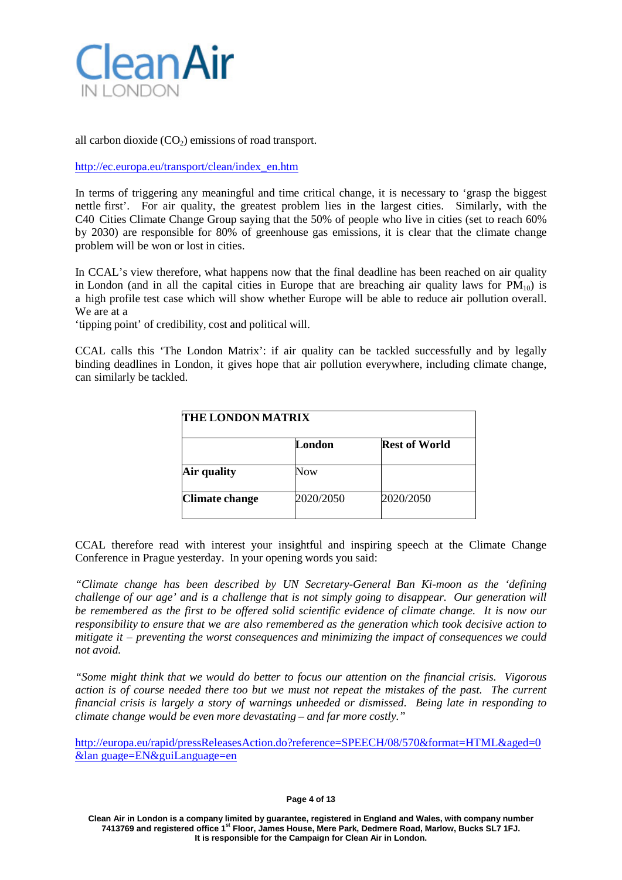all carbon dioxide ($CO_2$) emissions of road transport.

http://ec.europa.eu/transport/clean/index_en.htm

In terms of triggering any meaningful and time critical change, it is necessary to 'grasp the biggest nettle first'. For air quality, the greatest problem lies in the largest cities. Similarly, with the C40 Cities Climate Change Group saying that the 50% of people who live in cities (set to reach 60% by 2030) are responsible for 80% of greenhouse gas emissions, it is clear that the climate change problem will be won or lost in cities.

In CCAL's view therefore, what happens now that the final deadline has been reached on air quality in London (and in all the capital cities in Europe that are breaching air quality laws for $PM_{10}$) is a high profile test case which will show whether Europe will be able to reduce air pollution overall. We are at a
'tipping point' of credibility, cost and political will.

CCAL calls this 'The London Matrix': if air quality can be tackled successfully and by legally binding deadlines in London, it gives hope that air pollution everywhere, including climate change, can similarly be tackled.

| **THE LONDON MATRIX** | | |
|---|---|---|
| | **London** | **Rest of World** |
| **Air quality** | Now | |
| **Climate change** | 2020/2050 | 2020/2050 |

CCAL therefore read with interest your insightful and inspiring speech at the Climate Change Conference in Prague yesterday. In your opening words you said:

*"Climate change has been described by UN Secretary-General Ban Ki-moon as the 'defining challenge of our age' and is a challenge that is not simply going to disappear. Our generation will be remembered as the first to be offered solid scientific evidence of climate change. It is now our responsibility to ensure that we are also remembered as the generation which took decisive action to mitigate it – preventing the worst consequences and minimizing the impact of consequences we could not avoid.*

*"Some might think that we would do better to focus our attention on the financial crisis. Vigorous action is of course needed there too but we must not repeat the mistakes of the past. The current financial crisis is largely a story of warnings unheeded or dismissed. Being late in responding to climate change would be even more devastating – and far more costly."*

http://europa.eu/rapid/pressReleasesAction.do?reference=SPEECH/08/570&format=HTML&aged=0&lan guage=EN&guiLanguage=en

Clean Air in London is a company limited by guarantee, registered in England and Wales, with company number 7413769 and registered office 1st Floor, James House, Mere Park, Dedmere Road, Marlow, Bucks SL7 1FJ.
It is responsible for the Campaign for Clean Air in London.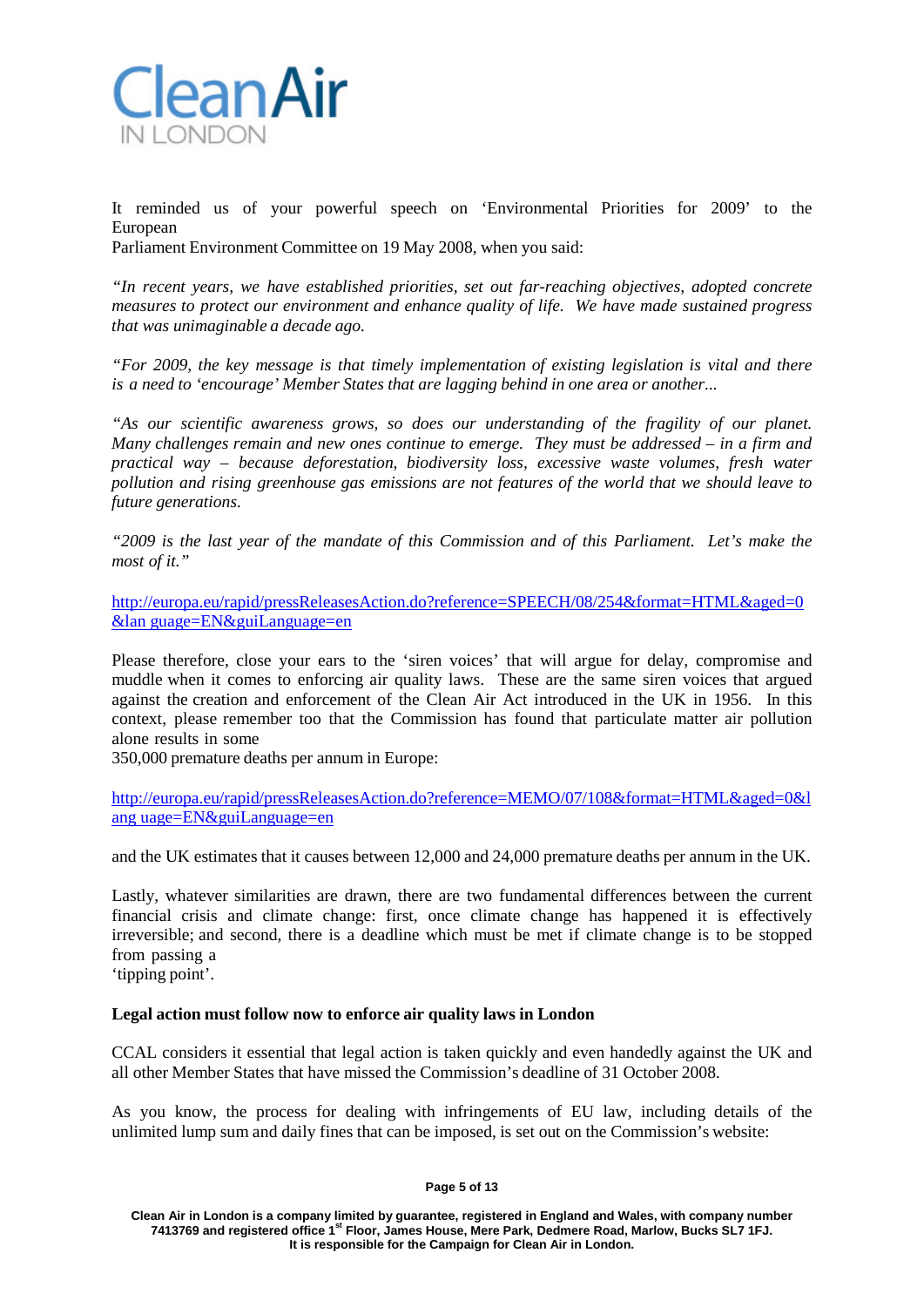It reminded us of your powerful speech on 'Environmental Priorities for 2009' to the European Parliament Environment Committee on 19 May 2008, when you said:

*"In recent years, we have established priorities, set out far-reaching objectives, adopted concrete measures to protect our environment and enhance quality of life. We have made sustained progress that was unimaginable a decade ago.*

*"For 2009, the key message is that timely implementation of existing legislation is vital and there is a need to 'encourage' Member States that are lagging behind in one area or another...*

*"As our scientific awareness grows, so does our understanding of the fragility of our planet. Many challenges remain and new ones continue to emerge. They must be addressed – in a firm and practical way – because deforestation, biodiversity loss, excessive waste volumes, fresh water pollution and rising greenhouse gas emissions are not features of the world that we should leave to future generations.*

*"2009 is the last year of the mandate of this Commission and of this Parliament. Let's make the most of it."*

http://europa.eu/rapid/pressReleasesAction.do?reference=SPEECH/08/254&format=HTML&aged=0&lan guage=EN&guiLanguage=en

Please therefore, close your ears to the 'siren voices' that will argue for delay, compromise and muddle when it comes to enforcing air quality laws. These are the same siren voices that argued against the creation and enforcement of the Clean Air Act introduced in the UK in 1956. In this context, please remember too that the Commission has found that particulate matter air pollution alone results in some 350,000 premature deaths per annum in Europe:

http://europa.eu/rapid/pressReleasesAction.do?reference=MEMO/07/108&format=HTML&aged=0&lang uage=EN&guiLanguage=en

and the UK estimates that it causes between 12,000 and 24,000 premature deaths per annum in the UK.

Lastly, whatever similarities are drawn, there are two fundamental differences between the current financial crisis and climate change: first, once climate change has happened it is effectively irreversible; and second, there is a deadline which must be met if climate change is to be stopped from passing a 'tipping point'.

**Legal action must follow now to enforce air quality laws in London**

CCAL considers it essential that legal action is taken quickly and even handedly against the UK and all other Member States that have missed the Commission's deadline of 31 October 2008.

As you know, the process for dealing with infringements of EU law, including details of the unlimited lump sum and daily fines that can be imposed, is set out on the Commission's website: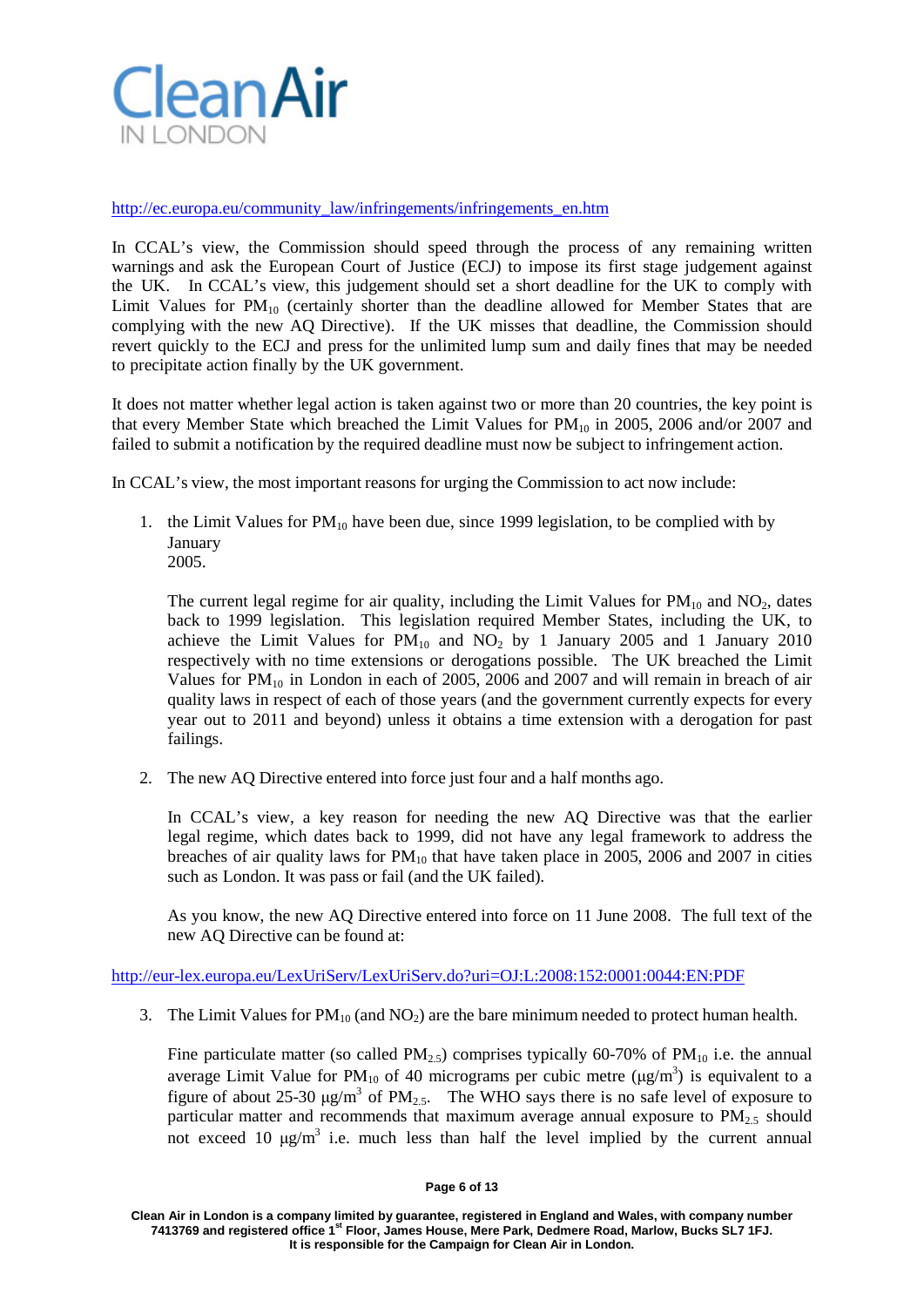http://ec.europa.eu/community_law/infringements/infringements_en.htm

In CCAL's view, the Commission should speed through the process of any remaining written warnings and ask the European Court of Justice (ECJ) to impose its first stage judgement against the UK. In CCAL's view, this judgement should set a short deadline for the UK to comply with Limit Values for $PM_{10}$ (certainly shorter than the deadline allowed for Member States that are complying with the new AQ Directive). If the UK misses that deadline, the Commission should revert quickly to the ECJ and press for the unlimited lump sum and daily fines that may be needed to precipitate action finally by the UK government.

It does not matter whether legal action is taken against two or more than 20 countries, the key point is that every Member State which breached the Limit Values for $PM_{10}$ in 2005, 2006 and/or 2007 and failed to submit a notification by the required deadline must now be subject to infringement action.

In CCAL's view, the most important reasons for urging the Commission to act now include:

1. the Limit Values for $PM_{10}$ have been due, since 1999 legislation, to be complied with by January 2005.

   The current legal regime for air quality, including the Limit Values for $PM_{10}$ and $NO_2$, dates back to 1999 legislation. This legislation required Member States, including the UK, to achieve the Limit Values for $PM_{10}$ and $NO_2$ by 1 January 2005 and 1 January 2010 respectively with no time extensions or derogations possible. The UK breached the Limit Values for $PM_{10}$ in London in each of 2005, 2006 and 2007 and will remain in breach of air quality laws in respect of each of those years (and the government currently expects for every year out to 2011 and beyond) unless it obtains a time extension with a derogation for past failings.

2. The new AQ Directive entered into force just four and a half months ago.

   In CCAL's view, a key reason for needing the new AQ Directive was that the earlier legal regime, which dates back to 1999, did not have any legal framework to address the breaches of air quality laws for $PM_{10}$ that have taken place in 2005, 2006 and 2007 in cities such as London. It was pass or fail (and the UK failed).

   As you know, the new AQ Directive entered into force on 11 June 2008. The full text of the new AQ Directive can be found at:

http://eur-lex.europa.eu/LexUriServ/LexUriServ.do?uri=OJ:L:2008:152:0001:0044:EN:PDF

3. The Limit Values for $PM_{10}$ (and $NO_2$) are the bare minimum needed to protect human health.

   Fine particulate matter (so called $PM_{2.5}$) comprises typically 60-70% of $PM_{10}$ i.e. the annual average Limit Value for $PM_{10}$ of 40 micrograms per cubic metre ($\mu g/m^3$) is equivalent to a figure of about 25-30 $\mu g/m^3$ of $PM_{2.5}$. The WHO says there is no safe level of exposure to particular matter and recommends that maximum average annual exposure to $PM_{2.5}$ should not exceed 10 $\mu g/m^3$ i.e. much less than half the level implied by the current annual

Clean Air in London is a company limited by guarantee, registered in England and Wales, with company number 7413769 and registered office 1st Floor, James House, Mere Park, Dedmere Road, Marlow, Bucks SL7 1FJ. It is responsible for the Campaign for Clean Air in London.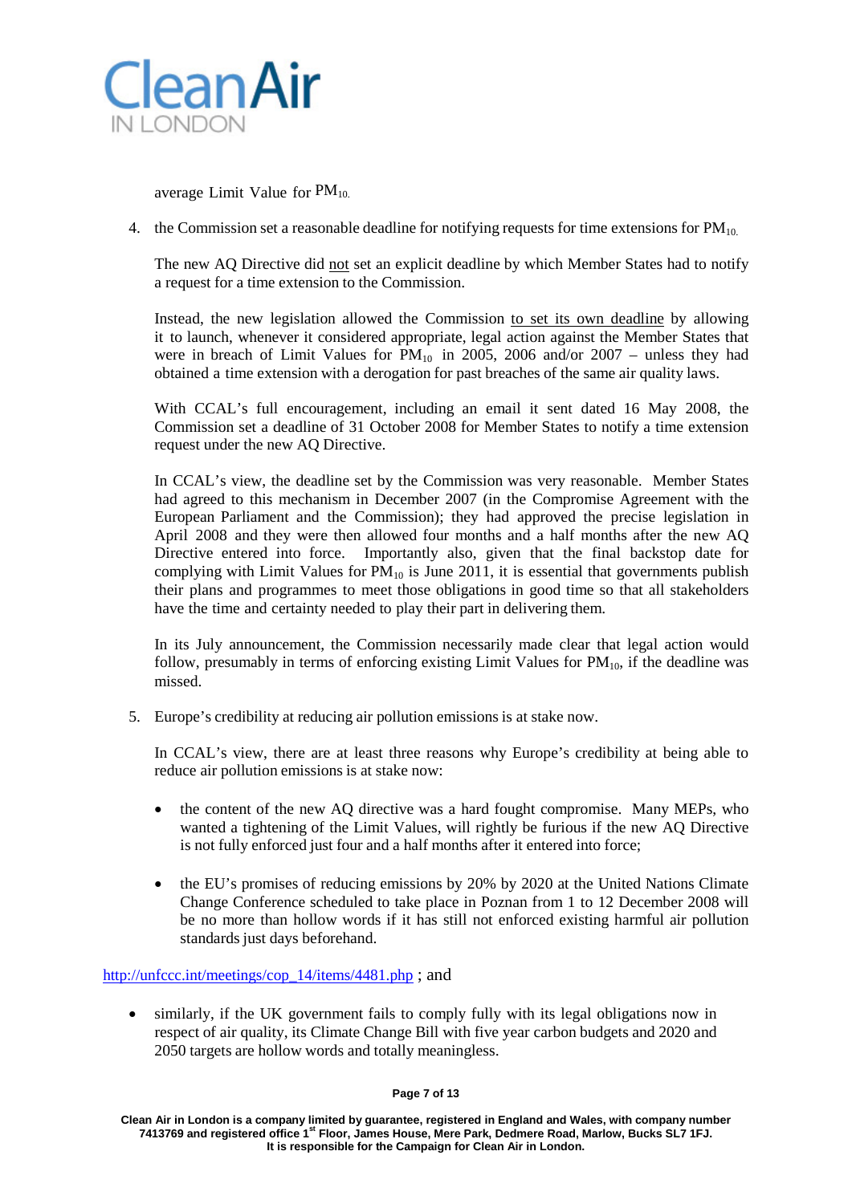average Limit Value for $PM_{10}$.

4. the Commission set a reasonable deadline for notifying requests for time extensions for $PM_{10}$.

   The new AQ Directive did not set an explicit deadline by which Member States had to notify a request for a time extension to the Commission.

   Instead, the new legislation allowed the Commission to set its own deadline by allowing it to launch, whenever it considered appropriate, legal action against the Member States that were in breach of Limit Values for $PM_{10}$ in 2005, 2006 and/or 2007 – unless they had obtained a time extension with a derogation for past breaches of the same air quality laws.

   With CCAL's full encouragement, including an email it sent dated 16 May 2008, the Commission set a deadline of 31 October 2008 for Member States to notify a time extension request under the new AQ Directive.

   In CCAL's view, the deadline set by the Commission was very reasonable. Member States had agreed to this mechanism in December 2007 (in the Compromise Agreement with the European Parliament and the Commission); they had approved the precise legislation in April 2008 and they were then allowed four months and a half months after the new AQ Directive entered into force. Importantly also, given that the final backstop date for complying with Limit Values for $PM_{10}$ is June 2011, it is essential that governments publish their plans and programmes to meet those obligations in good time so that all stakeholders have the time and certainty needed to play their part in delivering them.

   In its July announcement, the Commission necessarily made clear that legal action would follow, presumably in terms of enforcing existing Limit Values for $PM_{10}$, if the deadline was missed.

5. Europe's credibility at reducing air pollution emissions is at stake now.

   In CCAL's view, there are at least three reasons why Europe's credibility at being able to reduce air pollution emissions is at stake now:

   - the content of the new AQ directive was a hard fought compromise. Many MEPs, who wanted a tightening of the Limit Values, will rightly be furious if the new AQ Directive is not fully enforced just four and a half months after it entered into force;

   - the EU's promises of reducing emissions by 20% by 2020 at the United Nations Climate Change Conference scheduled to take place in Poznan from 1 to 12 December 2008 will be no more than hollow words if it has still not enforced existing harmful air pollution standards just days beforehand.

http://unfccc.int/meetings/cop_14/items/4481.php ; and

- similarly, if the UK government fails to comply fully with its legal obligations now in respect of air quality, its Climate Change Bill with five year carbon budgets and 2020 and 2050 targets are hollow words and totally meaningless.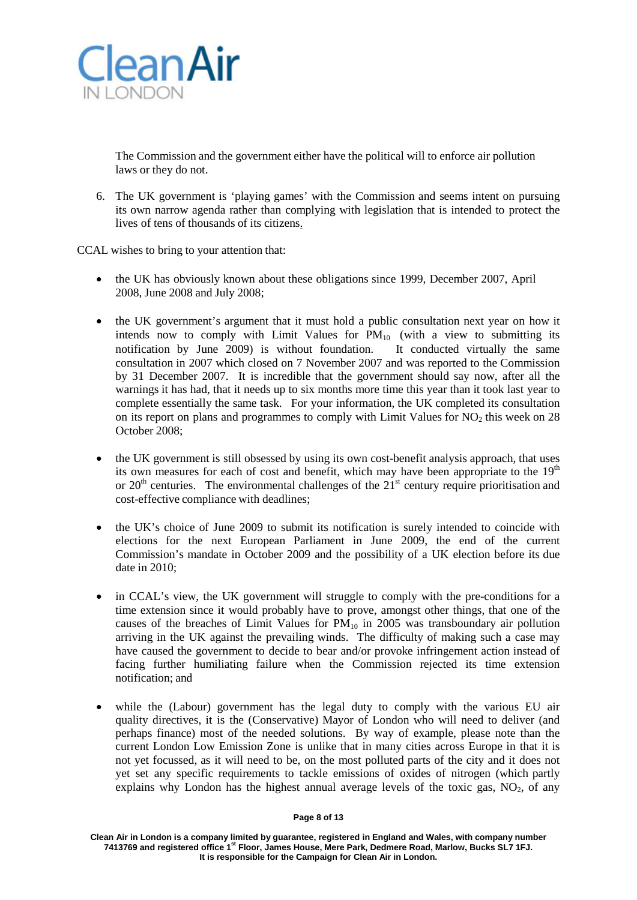The Commission and the government either have the political will to enforce air pollution laws or they do not.

6. The UK government is 'playing games' with the Commission and seems intent on pursuing its own narrow agenda rather than complying with legislation that is intended to protect the lives of tens of thousands of its citizens.

CCAL wishes to bring to your attention that:

- the UK has obviously known about these obligations since 1999, December 2007, April 2008, June 2008 and July 2008;

- the UK government's argument that it must hold a public consultation next year on how it intends now to comply with Limit Values for $PM_{10}$ (with a view to submitting its notification by June 2009) is without foundation. It conducted virtually the same consultation in 2007 which closed on 7 November 2007 and was reported to the Commission by 31 December 2007. It is incredible that the government should say now, after all the warnings it has had, that it needs up to six months more time this year than it took last year to complete essentially the same task. For your information, the UK completed its consultation on its report on plans and programmes to comply with Limit Values for $NO_2$ this week on 28 October 2008;

- the UK government is still obsessed by using its own cost-benefit analysis approach, that uses its own measures for each of cost and benefit, which may have been appropriate to the 19th or 20th centuries. The environmental challenges of the 21st century require prioritisation and cost-effective compliance with deadlines;

- the UK's choice of June 2009 to submit its notification is surely intended to coincide with elections for the next European Parliament in June 2009, the end of the current Commission's mandate in October 2009 and the possibility of a UK election before its due date in 2010;

- in CCAL's view, the UK government will struggle to comply with the pre-conditions for a time extension since it would probably have to prove, amongst other things, that one of the causes of the breaches of Limit Values for $PM_{10}$ in 2005 was transboundary air pollution arriving in the UK against the prevailing winds. The difficulty of making such a case may have caused the government to decide to bear and/or provoke infringement action instead of facing further humiliating failure when the Commission rejected its time extension notification; and

- while the (Labour) government has the legal duty to comply with the various EU air quality directives, it is the (Conservative) Mayor of London who will need to deliver (and perhaps finance) most of the needed solutions. By way of example, please note than the current London Low Emission Zone is unlike that in many cities across Europe in that it is not yet focussed, as it will need to be, on the most polluted parts of the city and it does not yet set any specific requirements to tackle emissions of oxides of nitrogen (which partly explains why London has the highest annual average levels of the toxic gas, $NO_2$, of any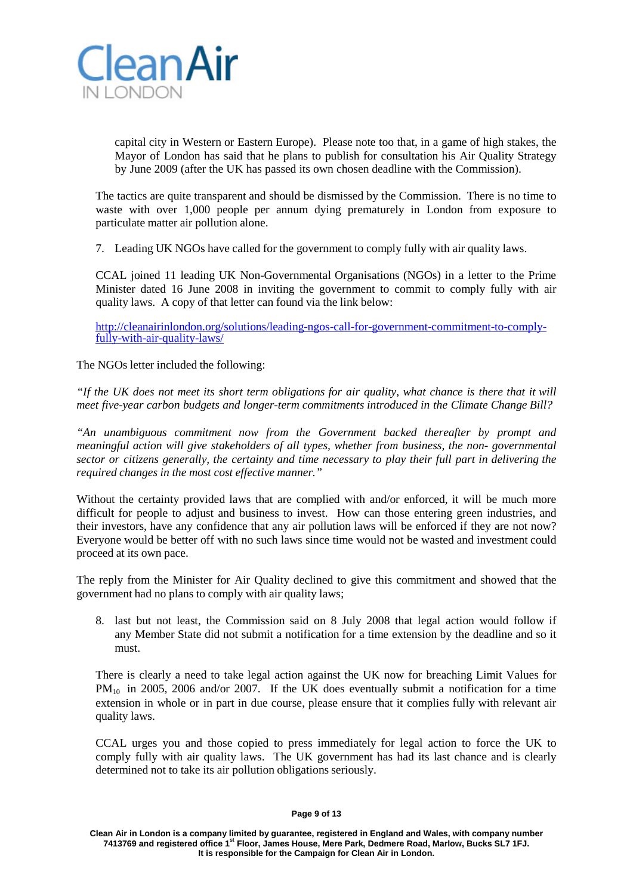capital city in Western or Eastern Europe). Please note too that, in a game of high stakes, the Mayor of London has said that he plans to publish for consultation his Air Quality Strategy by June 2009 (after the UK has passed its own chosen deadline with the Commission).

The tactics are quite transparent and should be dismissed by the Commission. There is no time to waste with over 1,000 people per annum dying prematurely in London from exposure to particulate matter air pollution alone.

7. Leading UK NGOs have called for the government to comply fully with air quality laws.

CCAL joined 11 leading UK Non-Governmental Organisations (NGOs) in a letter to the Prime Minister dated 16 June 2008 in inviting the government to commit to comply fully with air quality laws. A copy of that letter can found via the link below:

http://cleanairinlondon.org/solutions/leading-ngos-call-for-government-commitment-to-comply-fully-with-air-quality-laws/

The NGOs letter included the following:

*"If the UK does not meet its short term obligations for air quality, what chance is there that it will meet five-year carbon budgets and longer-term commitments introduced in the Climate Change Bill?*

*"An unambiguous commitment now from the Government backed thereafter by prompt and meaningful action will give stakeholders of all types, whether from business, the non- governmental sector or citizens generally, the certainty and time necessary to play their full part in delivering the required changes in the most cost effective manner."*

Without the certainty provided laws that are complied with and/or enforced, it will be much more difficult for people to adjust and business to invest. How can those entering green industries, and their investors, have any confidence that any air pollution laws will be enforced if they are not now? Everyone would be better off with no such laws since time would not be wasted and investment could proceed at its own pace.

The reply from the Minister for Air Quality declined to give this commitment and showed that the government had no plans to comply with air quality laws;

8. last but not least, the Commission said on 8 July 2008 that legal action would follow if any Member State did not submit a notification for a time extension by the deadline and so it must.

There is clearly a need to take legal action against the UK now for breaching Limit Values for $PM_{10}$ in 2005, 2006 and/or 2007. If the UK does eventually submit a notification for a time extension in whole or in part in due course, please ensure that it complies fully with relevant air quality laws.

CCAL urges you and those copied to press immediately for legal action to force the UK to comply fully with air quality laws. The UK government has had its last chance and is clearly determined not to take its air pollution obligations seriously.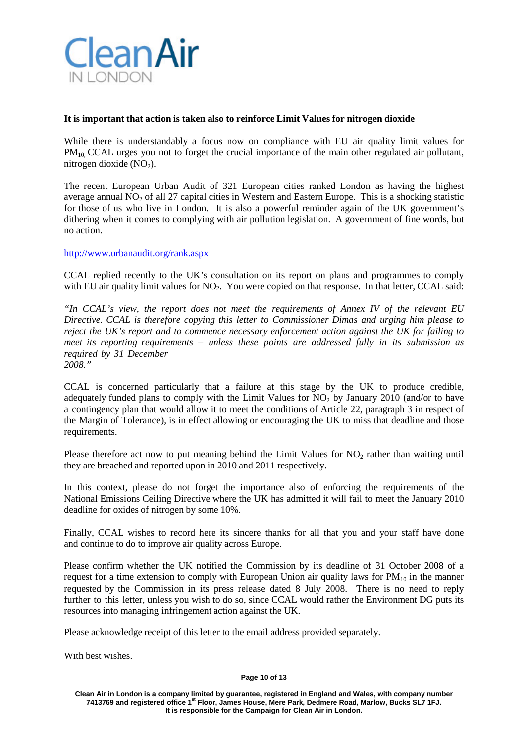**It is important that action is taken also to reinforce Limit Values for nitrogen dioxide**

While there is understandably a focus now on compliance with EU air quality limit values for $PM_{10}$, CCAL urges you not to forget the crucial importance of the main other regulated air pollutant, nitrogen dioxide ($NO_2$).

The recent European Urban Audit of 321 European cities ranked London as having the highest average annual $NO_2$ of all 27 capital cities in Western and Eastern Europe. This is a shocking statistic for those of us who live in London. It is also a powerful reminder again of the UK government's dithering when it comes to complying with air pollution legislation. A government of fine words, but no action.

http://www.urbanaudit.org/rank.aspx

CCAL replied recently to the UK's consultation on its report on plans and programmes to comply with EU air quality limit values for $NO_2$. You were copied on that response. In that letter, CCAL said:

*"In CCAL's view, the report does not meet the requirements of Annex IV of the relevant EU Directive. CCAL is therefore copying this letter to Commissioner Dimas and urging him please to reject the UK's report and to commence necessary enforcement action against the UK for failing to meet its reporting requirements – unless these points are addressed fully in its submission as required by 31 December 2008."*

CCAL is concerned particularly that a failure at this stage by the UK to produce credible, adequately funded plans to comply with the Limit Values for $NO_2$ by January 2010 (and/or to have a contingency plan that would allow it to meet the conditions of Article 22, paragraph 3 in respect of the Margin of Tolerance), is in effect allowing or encouraging the UK to miss that deadline and those requirements.

Please therefore act now to put meaning behind the Limit Values for $NO_2$ rather than waiting until they are breached and reported upon in 2010 and 2011 respectively.

In this context, please do not forget the importance also of enforcing the requirements of the National Emissions Ceiling Directive where the UK has admitted it will fail to meet the January 2010 deadline for oxides of nitrogen by some 10%.

Finally, CCAL wishes to record here its sincere thanks for all that you and your staff have done and continue to do to improve air quality across Europe.

Please confirm whether the UK notified the Commission by its deadline of 31 October 2008 of a request for a time extension to comply with European Union air quality laws for $PM_{10}$ in the manner requested by the Commission in its press release dated 8 July 2008. There is no need to reply further to this letter, unless you wish to do so, since CCAL would rather the Environment DG puts its resources into managing infringement action against the UK.

Please acknowledge receipt of this letter to the email address provided separately.

With best wishes.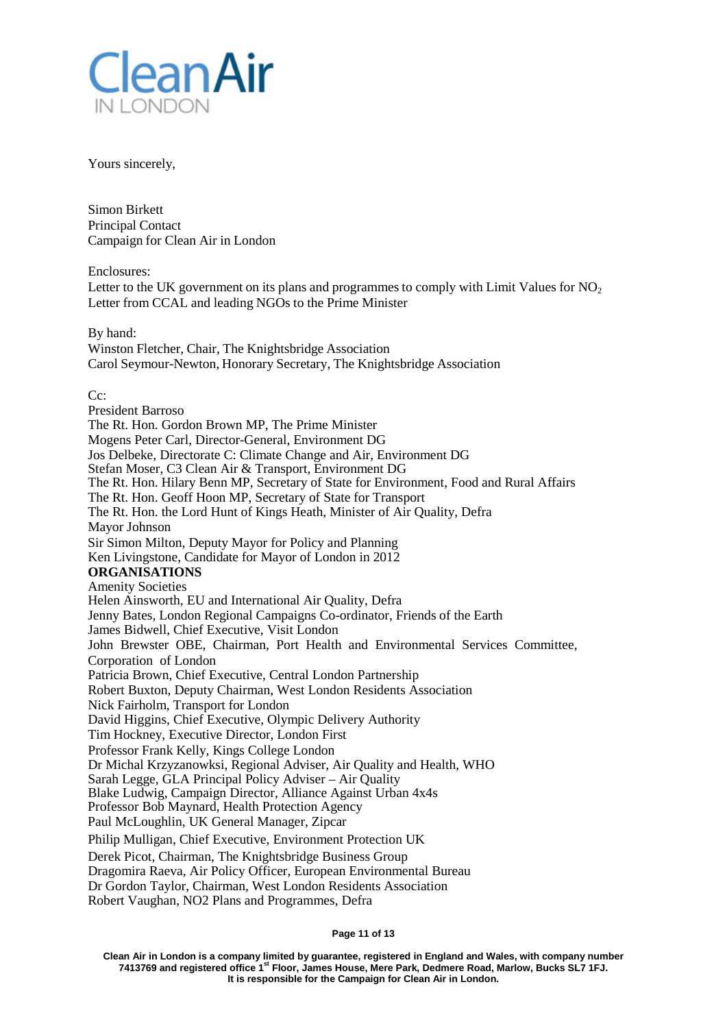Clean Air
IN LONDON

Yours sincerely,

Simon Birkett
Principal Contact
Campaign for Clean Air in London

Enclosures:
Letter to the UK government on its plans and programmes to comply with Limit Values for $NO_2$
Letter from CCAL and leading NGOs to the Prime Minister

By hand:
Winston Fletcher, Chair, The Knightsbridge Association
Carol Seymour-Newton, Honorary Secretary, The Knightsbridge Association

Cc:
President Barroso
The Rt. Hon. Gordon Brown MP, The Prime Minister
Mogens Peter Carl, Director-General, Environment DG
Jos Delbeke, Directorate C: Climate Change and Air, Environment DG
Stefan Moser, C3 Clean Air & Transport, Environment DG
The Rt. Hon. Hilary Benn MP, Secretary of State for Environment, Food and Rural Affairs
The Rt. Hon. Geoff Hoon MP, Secretary of State for Transport
The Rt. Hon. the Lord Hunt of Kings Heath, Minister of Air Quality, Defra
Mayor Johnson
Sir Simon Milton, Deputy Mayor for Policy and Planning
Ken Livingstone, Candidate for Mayor of London in 2012

**ORGANISATIONS**

Amenity Societies
Helen Ainsworth, EU and International Air Quality, Defra
Jenny Bates, London Regional Campaigns Co-ordinator, Friends of the Earth
James Bidwell, Chief Executive, Visit London
John Brewster OBE, Chairman, Port Health and Environmental Services Committee, Corporation of London
Patricia Brown, Chief Executive, Central London Partnership
Robert Buxton, Deputy Chairman, West London Residents Association
Nick Fairholm, Transport for London
David Higgins, Chief Executive, Olympic Delivery Authority
Tim Hockney, Executive Director, London First
Professor Frank Kelly, Kings College London
Dr Michal Krzyzanowksi, Regional Adviser, Air Quality and Health, WHO
Sarah Legge, GLA Principal Policy Adviser – Air Quality
Blake Ludwig, Campaign Director, Alliance Against Urban 4x4s
Professor Bob Maynard, Health Protection Agency
Paul McLoughlin, UK General Manager, Zipcar
Philip Mulligan, Chief Executive, Environment Protection UK
Derek Picot, Chairman, The Knightsbridge Business Group
Dragomira Raeva, Air Policy Officer, European Environmental Bureau
Dr Gordon Taylor, Chairman, West London Residents Association
Robert Vaughan, NO2 Plans and Programmes, Defra

**Clean Air in London is a company limited by guarantee, registered in England and Wales, with company number 7413769 and registered office 1st Floor, James House, Mere Park, Dedmere Road, Marlow, Bucks SL7 1FJ. It is responsible for the Campaign for Clean Air in London.**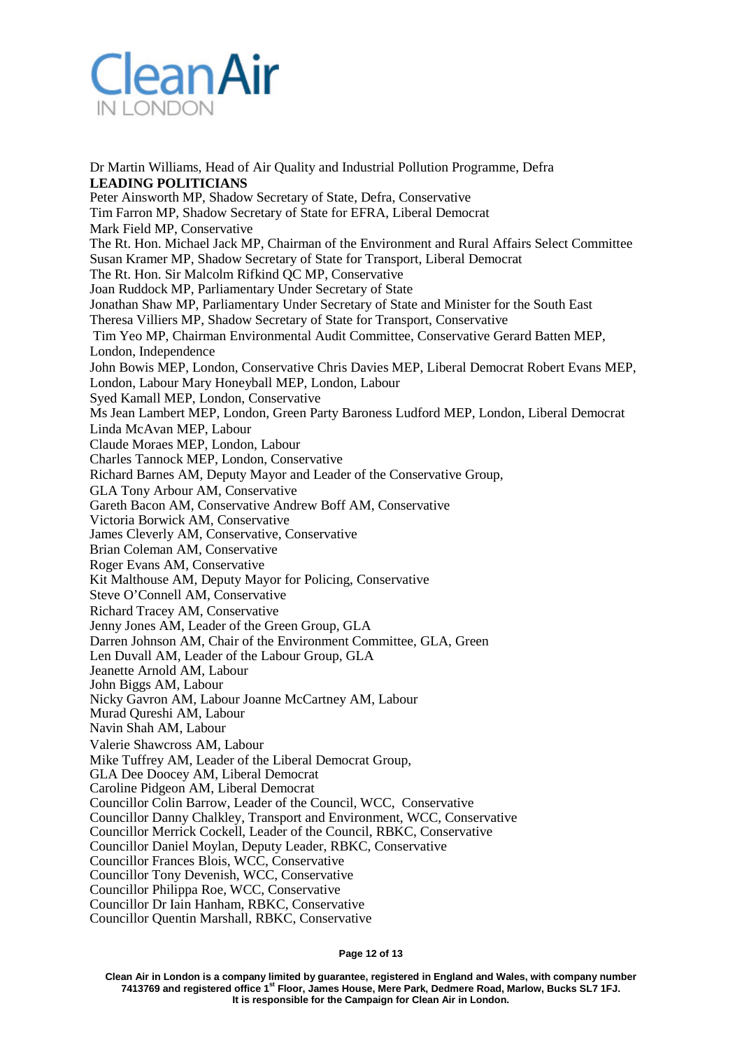# Clean Air IN LONDON

Dr Martin Williams, Head of Air Quality and Industrial Pollution Programme, Defra

**LEADING POLITICIANS**

Peter Ainsworth MP, Shadow Secretary of State, Defra, Conservative
Tim Farron MP, Shadow Secretary of State for EFRA, Liberal Democrat
Mark Field MP, Conservative
The Rt. Hon. Michael Jack MP, Chairman of the Environment and Rural Affairs Select Committee
Susan Kramer MP, Shadow Secretary of State for Transport, Liberal Democrat
The Rt. Hon. Sir Malcolm Rifkind QC MP, Conservative
Joan Ruddock MP, Parliamentary Under Secretary of State
Jonathan Shaw MP, Parliamentary Under Secretary of State and Minister for the South East
Theresa Villiers MP, Shadow Secretary of State for Transport, Conservative
Tim Yeo MP, Chairman Environmental Audit Committee, Conservative Gerard Batten MEP, London, Independence
John Bowis MEP, London, Conservative Chris Davies MEP, Liberal Democrat Robert Evans MEP, London, Labour Mary Honeyball MEP, London, Labour
Syed Kamall MEP, London, Conservative
Ms Jean Lambert MEP, London, Green Party Baroness Ludford MEP, London, Liberal Democrat
Linda McAvan MEP, Labour
Claude Moraes MEP, London, Labour
Charles Tannock MEP, London, Conservative
Richard Barnes AM, Deputy Mayor and Leader of the Conservative Group, GLA Tony Arbour AM, Conservative
Gareth Bacon AM, Conservative Andrew Boff AM, Conservative
Victoria Borwick AM, Conservative
James Cleverly AM, Conservative, Conservative
Brian Coleman AM, Conservative
Roger Evans AM, Conservative
Kit Malthouse AM, Deputy Mayor for Policing, Conservative
Steve O'Connell AM, Conservative
Richard Tracey AM, Conservative
Jenny Jones AM, Leader of the Green Group, GLA
Darren Johnson AM, Chair of the Environment Committee, GLA, Green
Len Duvall AM, Leader of the Labour Group, GLA
Jeanette Arnold AM, Labour
John Biggs AM, Labour
Nicky Gavron AM, Labour Joanne McCartney AM, Labour
Murad Qureshi AM, Labour
Navin Shah AM, Labour
Valerie Shawcross AM, Labour
Mike Tuffrey AM, Leader of the Liberal Democrat Group, GLA Dee Doocey AM, Liberal Democrat
Caroline Pidgeon AM, Liberal Democrat
Councillor Colin Barrow, Leader of the Council, WCC, Conservative
Councillor Danny Chalkley, Transport and Environment, WCC, Conservative
Councillor Merrick Cockell, Leader of the Council, RBKC, Conservative
Councillor Daniel Moylan, Deputy Leader, RBKC, Conservative
Councillor Frances Blois, WCC, Conservative
Councillor Tony Devenish, WCC, Conservative
Councillor Philippa Roe, WCC, Conservative
Councillor Dr Iain Hanham, RBKC, Conservative
Councillor Quentin Marshall, RBKC, Conservative

**Clean Air in London is a company limited by guarantee, registered in England and Wales, with company number 7413769 and registered office 1st Floor, James House, Mere Park, Dedmere Road, Marlow, Bucks SL7 1FJ. It is responsible for the Campaign for Clean Air in London.**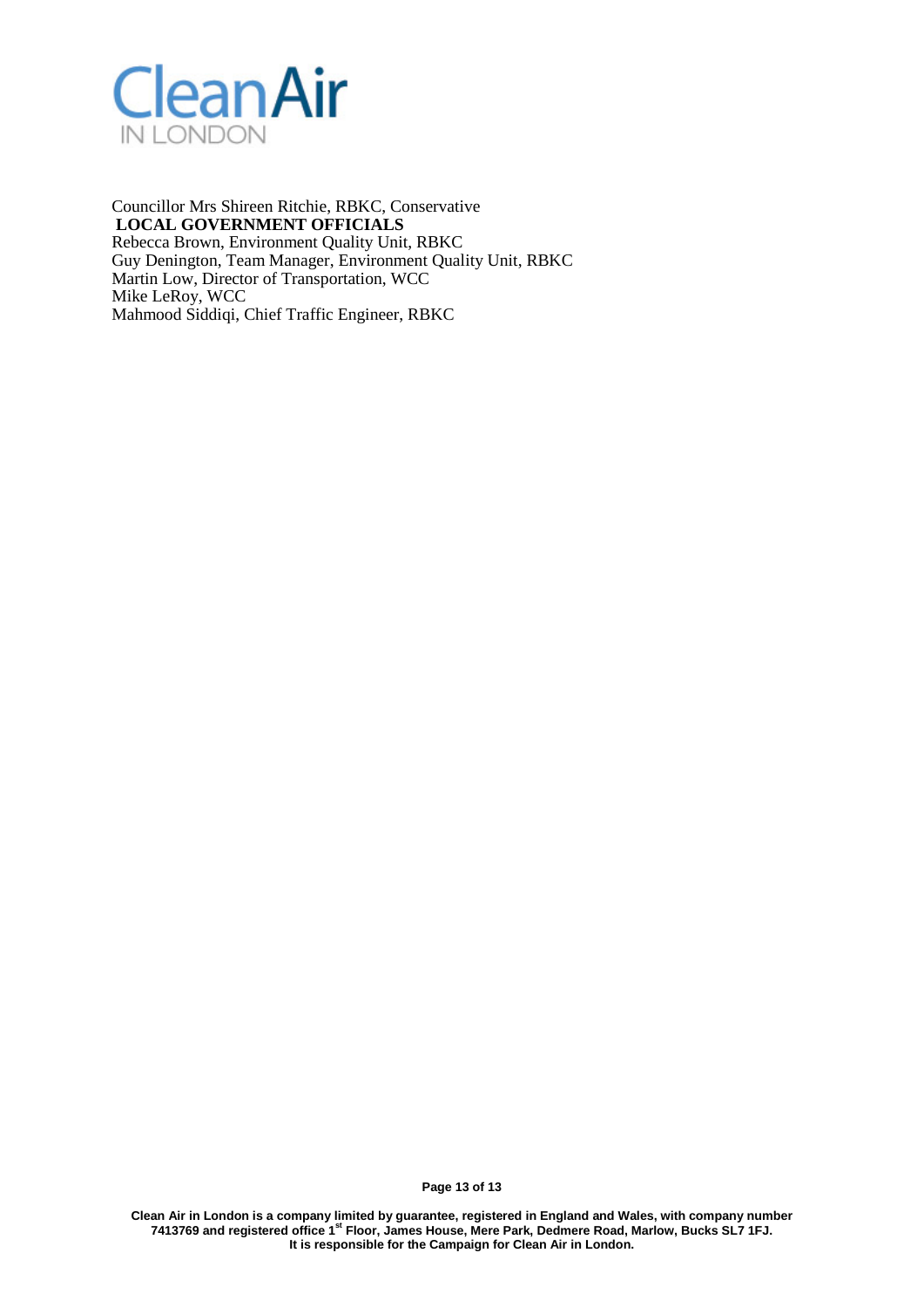Councillor Mrs Shireen Ritchie, RBKC, Conservative

**LOCAL GOVERNMENT OFFICIALS**

Rebecca Brown, Environment Quality Unit, RBKC
Guy Denington, Team Manager, Environment Quality Unit, RBKC
Martin Low, Director of Transportation, WCC
Mike LeRoy, WCC
Mahmood Siddiqi, Chief Traffic Engineer, RBKC

**Clean Air in London is a company limited by guarantee, registered in England and Wales, with company number 7413769 and registered office 1st Floor, James House, Mere Park, Dedmere Road, Marlow, Bucks SL7 1FJ. It is responsible for the Campaign for Clean Air in London.**